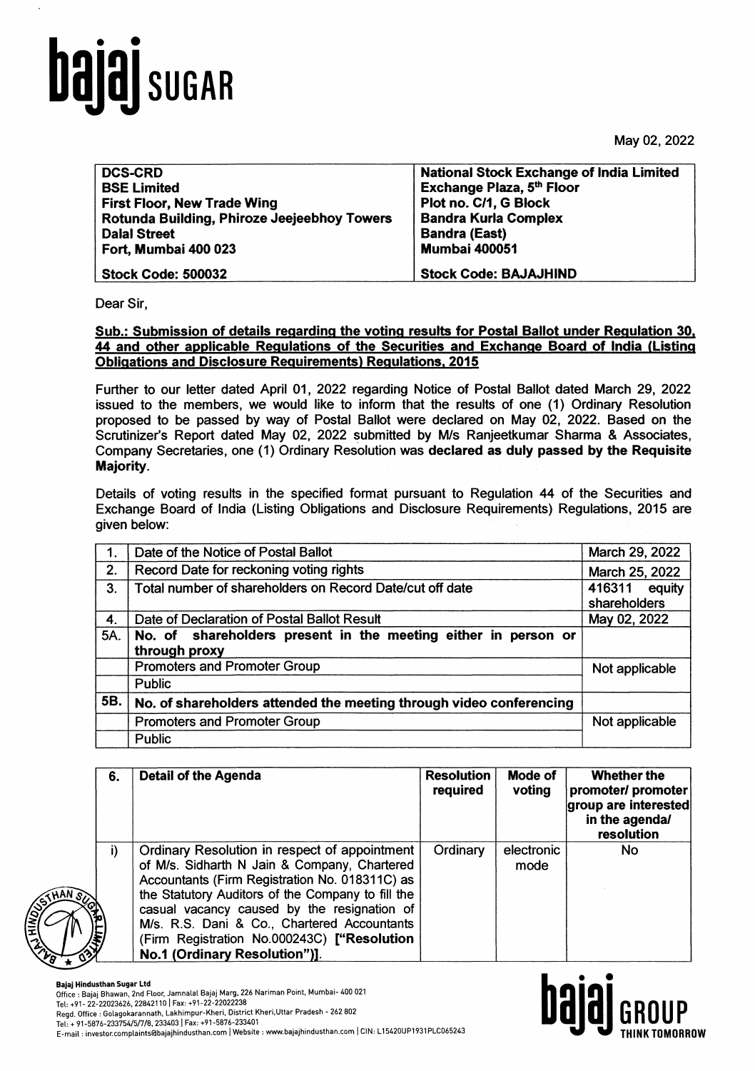# bajaj SUGAR

May 02, 2022

| DCS-CRD | National Stock Exchange of India Limited |
|---|---|
| BSE Limited | Exchange Plaza, 5th Floor |
| First Floor, New Trade Wing | Plot no. C/1, G Block |
| Rotunda Building, Phiroze Jeejeebhoy Towers | Bandra Kurla Complex |
| Dalal Street | Bandra (East) |
| Fort, Mumbai 400 023 | Mumbai 400051 |
| Stock Code: 500032 | Stock Code: BAJAJHIND |

Dear Sir,

**Sub.: Submission of details regarding the voting results for Postal Ballot under Regulation 30, 44 and other applicable Regulations of the Securities and Exchange Board of India (Listing Obligations and Disclosure Requirements) Regulations, 2015**

Further to our letter dated April 01, 2022 regarding Notice of Postal Ballot dated March 29, 2022 issued to the members, we would like to inform that the results of one (1) Ordinary Resolution proposed to be passed by way of Postal Ballot were declared on May 02, 2022. Based on the Scrutinizer's Report dated May 02, 2022 submitted by M/s Ranjeetkumar Sharma & Associates, Company Secretaries, one (1) Ordinary Resolution was **declared as duly passed by the Requisite Majority**.

Details of voting results in the specified format pursuant to Regulation 44 of the Securities and Exchange Board of India (Listing Obligations and Disclosure Requirements) Regulations, 2015 are given below:

| | | |
|---|---|---|
| 1. | Date of the Notice of Postal Ballot | March 29, 2022 |
| 2. | Record Date for reckoning voting rights | March 25, 2022 |
| 3. | Total number of shareholders on Record Date/cut off date | 416311 equity shareholders |
| 4. | Date of Declaration of Postal Ballot Result | May 02, 2022 |
| 5A. | **No. of shareholders present in the meeting either in person or through proxy** | |
| | Promoters and Promoter Group | Not applicable |
| | Public | |
| 5B. | **No. of shareholders attended the meeting through video conferencing** | |
| | Promoters and Promoter Group | Not applicable |
| | Public | |

| 6. | Detail of the Agenda | Resolution required | Mode of voting | Whether the promoter/ promoter group are interested in the agenda/ resolution |
|---|---|---|---|---|
| i) | Ordinary Resolution in respect of appointment of M/s. Sidharth N Jain & Company, Chartered Accountants (Firm Registration No. 018311C) as the Statutory Auditors of the Company to fill the casual vacancy caused by the resignation of M/s. R.S. Dani & Co., Chartered Accountants (Firm Registration No.000243C) **["Resolution No.1 (Ordinary Resolution")]**. | Ordinary | electronic mode | No |

**Bajaj Hindusthan Sugar Ltd**
Office : Bajaj Bhawan, 2nd Floor, Jamnalal Bajaj Marg, 226 Nariman Point, Mumbai- 400 021
Tel: +91- 22-22023626, 22842110 | Fax: +91-22-22022238
Regd. Office : Golagokarannath, Lakhimpur-Kheri, District Kheri,Uttar Pradesh - 262 802
Tel: + 91-5876-233754/5/7/8, 233403 | Fax: +91-5876-233401
E-mail : investor.complaints@bajajhindusthan.com | Website : www.bajajhindusthan.com | CIN: L15420UP1931PLC065243

bajaj GROUP THINK TOMORROW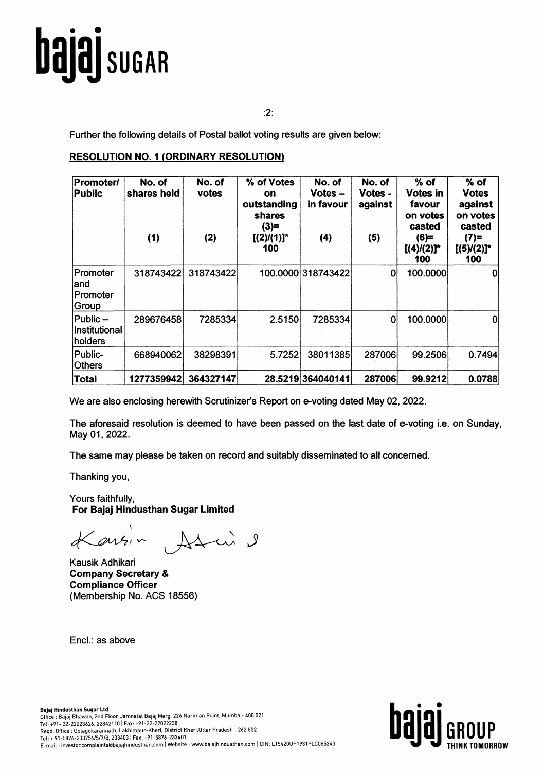Further the following details of Postal ballot voting results are given below:

**RESOLUTION NO. 1 (ORDINARY RESOLUTION)**

| Promoter/ Public | No. of shares held (1) | No. of votes (2) | % of Votes on outstanding shares (3)= [(2)/(1)]* 100 | No. of Votes – in favour (4) | No. of Votes - against (5) | % of Votes in favour on votes casted (6)= [(4)/(2)]* 100 | % of Votes against on votes casted (7)= [(5)/(2)]* 100 |
|---|---|---|---|---|---|---|---|
| Promoter and Promoter Group | 318743422 | 318743422 | 100.0000 | 318743422 | 0 | 100.0000 | 0 |
| Public – Institutional holders | 289676458 | 7285334 | 2.5150 | 7285334 | 0 | 100.0000 | 0 |
| Public- Others | 668940062 | 38298391 | 5.7252 | 38011385 | 287006 | 99.2506 | 0.7494 |
| **Total** | **1277359942** | **364327147** | **28.5219** | **364040141** | **287006** | **99.9212** | **0.0788** |

We are also enclosing herewith Scrutinizer's Report on e-voting dated May 02, 2022.

The aforesaid resolution is deemed to have been passed on the last date of e-voting i.e. on Sunday, May 01, 2022.

The same may please be taken on record and suitably disseminated to all concerned.

Thanking you,

Yours faithfully,
**For Bajaj Hindusthan Sugar Limited**

Kausik Adhikari
**Company Secretary &**
**Compliance Officer**
(Membership No. ACS 18556)

Encl.: as above

**Bajaj Hindusthan Sugar Ltd**
Office : Bajaj Bhawan, 2nd Floor, Jamnalal Bajaj Marg, 226 Nariman Point, Mumbai- 400 021
Tel: +91- 22-22023626, 22842110 | Fax: +91-22-22022238
Regd. Office : Golagokarannath, Lakhimpur-Kheri, District Kheri,Uttar Pradesh - 262 802
Tel: + 91-5876-233754/5/7/8, 233403 | Fax: +91-5876-233401
E-mail : investor.complaints@bajajhindusthan.com | Website : www.bajajhindusthan.com | CIN: L15420UP1931PLC065243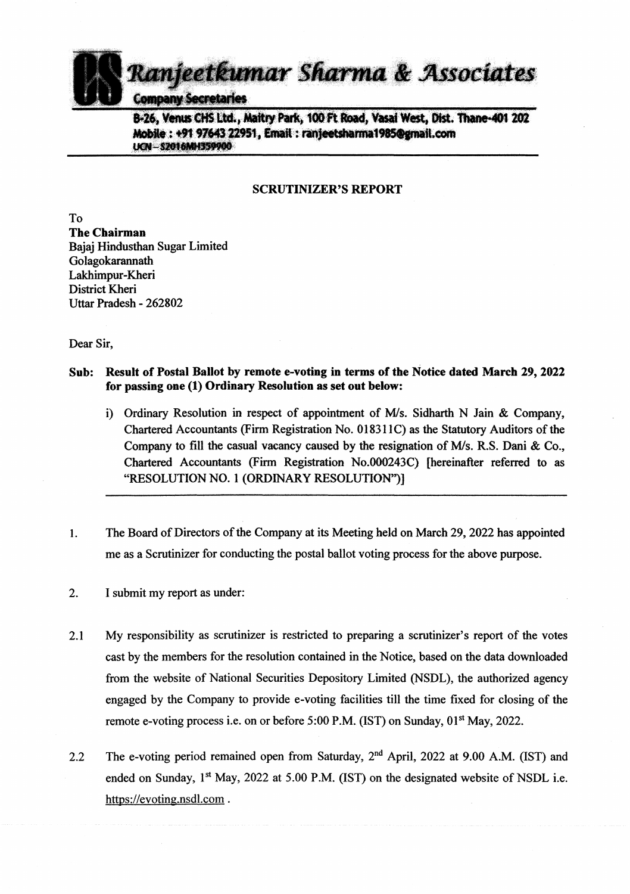# Ranjeetkumar Sharma & Associates

**Company Secretaries**

**B-26, Venus CHS Ltd., Maitry Park, 100 Ft Road, Vasai West, Dist. Thane-401 202**
**Mobile : +91 97643 22951, Email : ranjeetsharma1985@gmail.com**
UCN – S2016MH359900

## SCRUTINIZER'S REPORT

To
**The Chairman**
Bajaj Hindusthan Sugar Limited
Golagokarannath
Lakhimpur-Kheri
District Kheri
Uttar Pradesh - 262802

Dear Sir,

**Sub: Result of Postal Ballot by remote e-voting in terms of the Notice dated March 29, 2022 for passing one (1) Ordinary Resolution as set out below:**

i) Ordinary Resolution in respect of appointment of M/s. Sidharth N Jain & Company, Chartered Accountants (Firm Registration No. 018311C) as the Statutory Auditors of the Company to fill the casual vacancy caused by the resignation of M/s. R.S. Dani & Co., Chartered Accountants (Firm Registration No.000243C) [hereinafter referred to as "RESOLUTION NO. 1 (ORDINARY RESOLUTION")]

1. The Board of Directors of the Company at its Meeting held on March 29, 2022 has appointed me as a Scrutinizer for conducting the postal ballot voting process for the above purpose.

2. I submit my report as under:

2.1 My responsibility as scrutinizer is restricted to preparing a scrutinizer's report of the votes cast by the members for the resolution contained in the Notice, based on the data downloaded from the website of National Securities Depository Limited (NSDL), the authorized agency engaged by the Company to provide e-voting facilities till the time fixed for closing of the remote e-voting process i.e. on or before 5:00 P.M. (IST) on Sunday, 01st May, 2022.

2.2 The e-voting period remained open from Saturday, 2nd April, 2022 at 9.00 A.M. (IST) and ended on Sunday, 1st May, 2022 at 5.00 P.M. (IST) on the designated website of NSDL i.e. https://evoting.nsdl.com .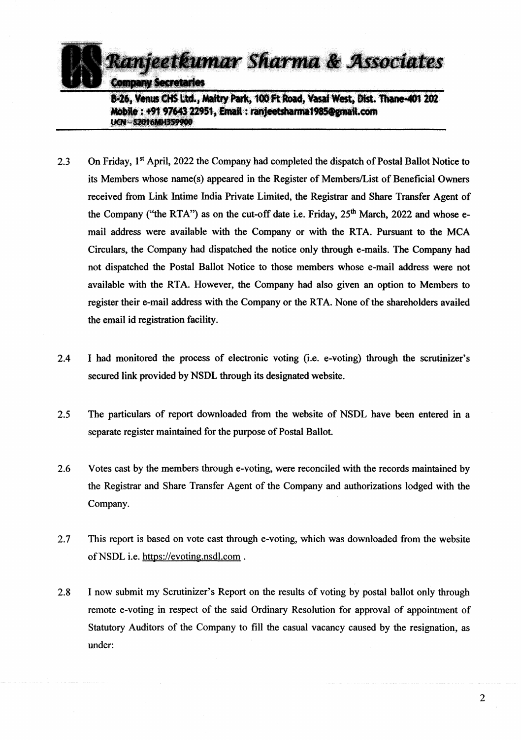**Ranjeetkumar Sharma & Associates**

**Company Secretaries**

**B-26, Venus CHS Ltd., Maitry Park, 100 Ft Road, Vasai West, Dist. Thane-401 202**
**Mobile : +91 97643 22951, Email : ranjeetsharma1985@gmail.com**
**UCN - S2016MH359900**

2.3 On Friday, 1st April, 2022 the Company had completed the dispatch of Postal Ballot Notice to its Members whose name(s) appeared in the Register of Members/List of Beneficial Owners received from Link Intime India Private Limited, the Registrar and Share Transfer Agent of the Company ("the RTA") as on the cut-off date i.e. Friday, 25th March, 2022 and whose e-mail address were available with the Company or with the RTA. Pursuant to the MCA Circulars, the Company had dispatched the notice only through e-mails. The Company had not dispatched the Postal Ballot Notice to those members whose e-mail address were not available with the RTA. However, the Company had also given an option to Members to register their e-mail address with the Company or the RTA. None of the shareholders availed the email id registration facility.

2.4 I had monitored the process of electronic voting (i.e. e-voting) through the scrutinizer's secured link provided by NSDL through its designated website.

2.5 The particulars of report downloaded from the website of NSDL have been entered in a separate register maintained for the purpose of Postal Ballot.

2.6 Votes cast by the members through e-voting, were reconciled with the records maintained by the Registrar and Share Transfer Agent of the Company and authorizations lodged with the Company.

2.7 This report is based on vote cast through e-voting, which was downloaded from the website of NSDL i.e. https://evoting.nsdl.com .

2.8 I now submit my Scrutinizer's Report on the results of voting by postal ballot only through remote e-voting in respect of the said Ordinary Resolution for approval of appointment of Statutory Auditors of the Company to fill the casual vacancy caused by the resignation, as under: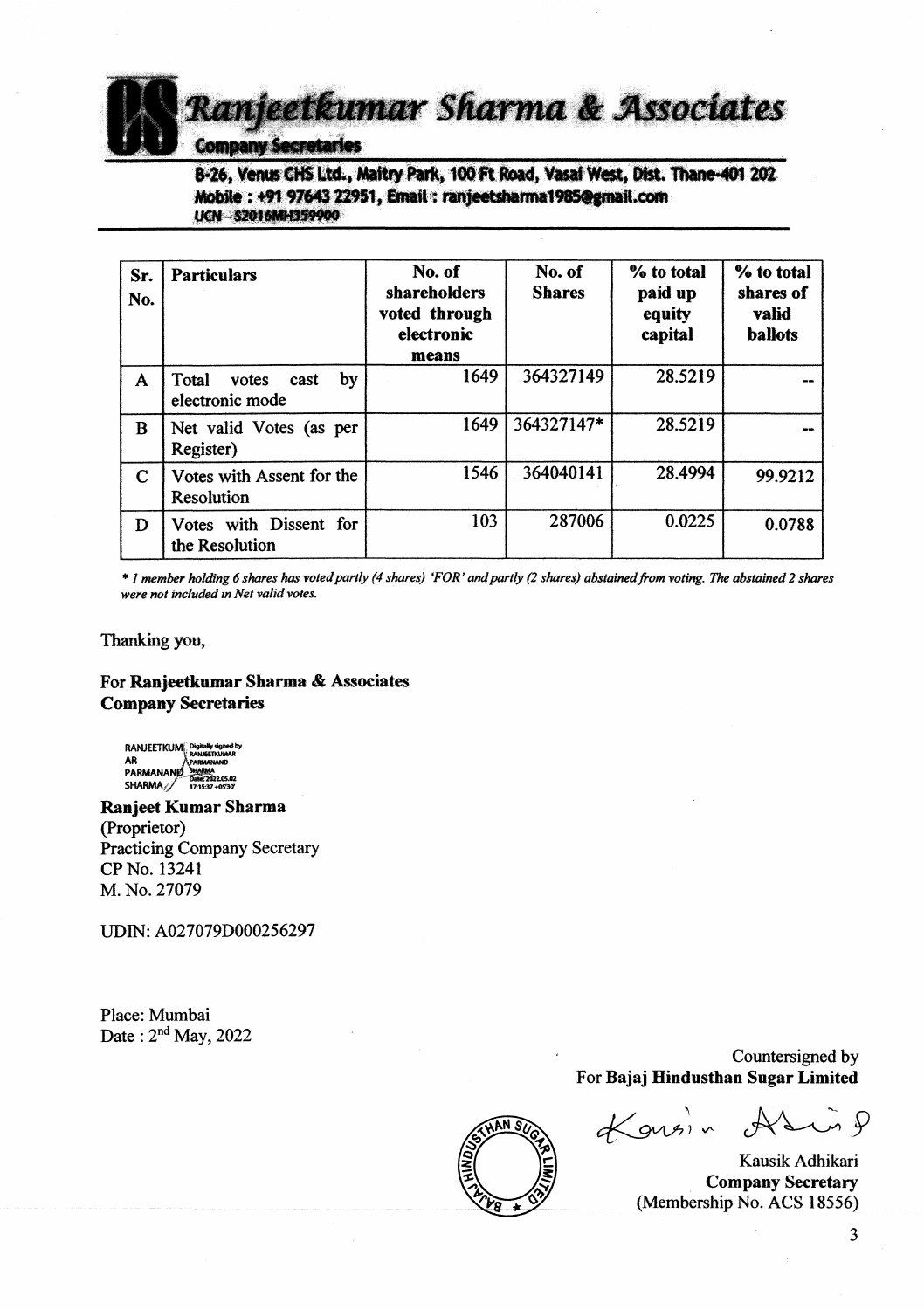# Ranjeetkumar Sharma & Associates

**Company Secretaries**

**B-26, Venus CHS Ltd., Maitry Park, 100 Ft Road, Vasai West, Dist. Thane-401 202**
**Mobile : +91 97643 22951, Email : ranjeetsharma1985@gmail.com**
UCN – S2016MH359900

| Sr. No. | Particulars | No. of shareholders voted through electronic means | No. of Shares | % to total paid up equity capital | % to total shares of valid ballots |
|---|---|---|---|---|---|
| A | Total votes cast by electronic mode | 1649 | 364327149 | 28.5219 | -- |
| B | Net valid Votes (as per Register) | 1649 | 364327147* | 28.5219 | -- |
| C | Votes with Assent for the Resolution | 1546 | 364040141 | 28.4994 | 99.9212 |
| D | Votes with Dissent for the Resolution | 103 | 287006 | 0.0225 | 0.0788 |

*\* 1 member holding 6 shares has voted partly (4 shares) 'FOR' and partly (2 shares) abstained from voting. The abstained 2 shares were not included in Net valid votes.*

Thanking you,

**For Ranjeetkumar Sharma & Associates**
**Company Secretaries**

RANJEETKUMAR PARMANAND SHARMA (Digitally signed by RANJEETKUMAR PARMANAND SHARMA Date: 2022.05.02 17:15:37 +05'30')

**Ranjeet Kumar Sharma**
(Proprietor)
Practicing Company Secretary
CP No. 13241
M. No. 27079

UDIN: A027079D000256297

Place: Mumbai
Date : 2nd May, 2022

Countersigned by
For **Bajaj Hindusthan Sugar Limited**

Kausik Adhikari
**Company Secretary**
(Membership No. ACS 18556)